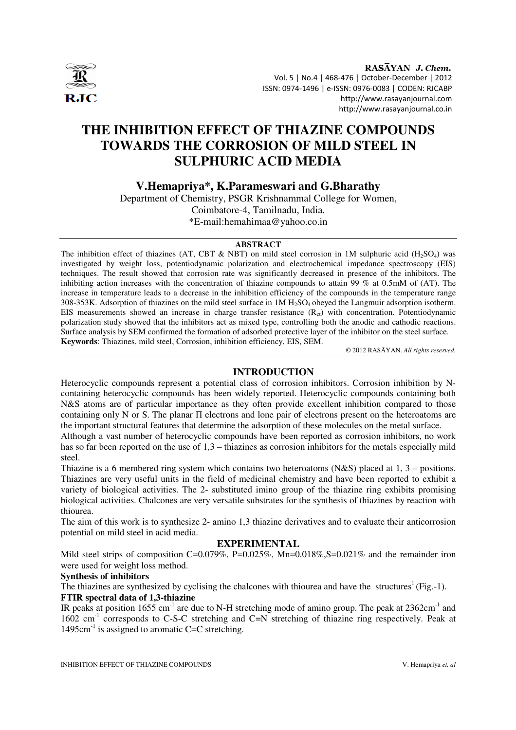# THE INHIBITION EFFECT OF THIAZINE COMPOUNDS TOWARDS THE CORROSION OF MILD STEEL IN SULPHURIC ACID MEDIA

**V.Hemapriya\*, K.Parameswari and G.Bharathy**

Department of Chemistry, PSGR Krishnammal College for Women,
Coimbatore-4, Tamilnadu, India.
\*E-mail:hemahimaa@yahoo.co.in

## ABSTRACT

The inhibition effect of thiazines (AT, CBT & NBT) on mild steel corrosion in 1M sulphuric acid ($H_2SO_4$) was investigated by weight loss, potentiodynamic polarization and electrochemical impedance spectroscopy (EIS) techniques. The result showed that corrosion rate was significantly decreased in presence of the inhibitors. The inhibiting action increases with the concentration of thiazine compounds to attain 99 % at 0.5mM of (AT). The increase in temperature leads to a decrease in the inhibition efficiency of the compounds in the temperature range 308-353K. Adsorption of thiazines on the mild steel surface in 1M $H_2SO_4$ obeyed the Langmuir adsorption isotherm. EIS measurements showed an increase in charge transfer resistance ($R_{ct}$) with concentration. Potentiodynamic polarization study showed that the inhibitors act as mixed type, controlling both the anodic and cathodic reactions. Surface analysis by SEM confirmed the formation of adsorbed protective layer of the inhibitor on the steel surface.

**Keywords**: Thiazines, mild steel, Corrosion, inhibition efficiency, EIS, SEM.

© 2012 RASĀYAN. *All rights reserved.*

## INTRODUCTION

Heterocyclic compounds represent a potential class of corrosion inhibitors. Corrosion inhibition by N-containing heterocyclic compounds has been widely reported. Heterocyclic compounds containing both N&S atoms are of particular importance as they often provide excellent inhibition compared to those containing only N or S. The planar Π electrons and lone pair of electrons present on the heteroatoms are the important structural features that determine the adsorption of these molecules on the metal surface.

Although a vast number of heterocyclic compounds have been reported as corrosion inhibitors, no work has so far been reported on the use of 1,3 – thiazines as corrosion inhibitors for the metals especially mild steel.

Thiazine is a 6 membered ring system which contains two heteroatoms (N&S) placed at 1, 3 – positions. Thiazines are very useful units in the field of medicinal chemistry and have been reported to exhibit a variety of biological activities. The 2- substituted imino group of the thiazine ring exhibits promising biological activities. Chalcones are very versatile substrates for the synthesis of thiazines by reaction with thiourea.

The aim of this work is to synthesize 2- amino 1,3 thiazine derivatives and to evaluate their anticorrosion potential on mild steel in acid media.

## EXPERIMENTAL

Mild steel strips of composition C=0.079%, P=0.025%, Mn=0.018%,S=0.021% and the remainder iron were used for weight loss method.

### Synthesis of inhibitors

The thiazines are synthesized by cyclising the chalcones with thiourea and have the structures[1] (Fig.-1).

### FTIR spectral data of 1,3-thiazine

IR peaks at position 1655 $cm^{-1}$ are due to N-H stretching mode of amino group. The peak at 2362$cm^{-1}$ and 1602 $cm^{-1}$ corresponds to C-S-C stretching and C=N stretching of thiazine ring respectively. Peak at 1495$cm^{-1}$ is assigned to aromatic C=C stretching.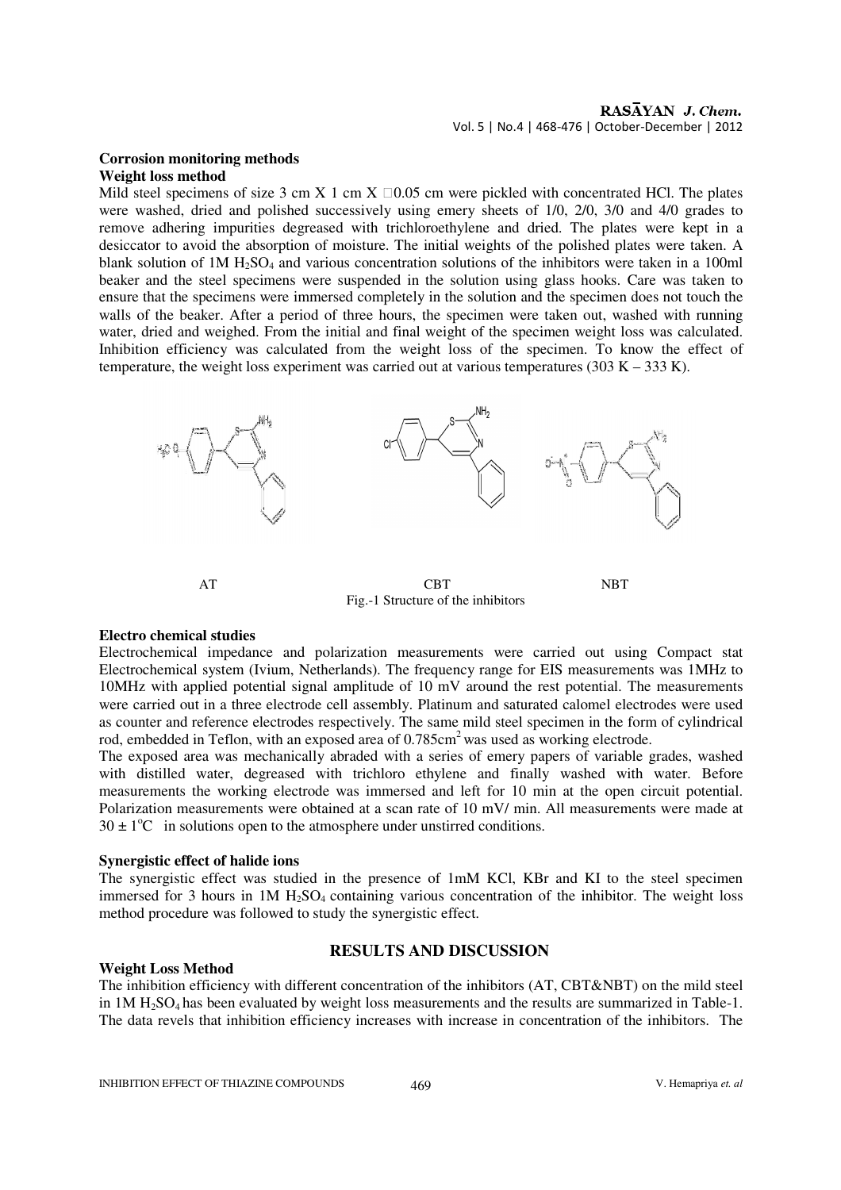### Corrosion monitoring methods

#### Weight loss method

Mild steel specimens of size 3 cm X 1 cm X □0.05 cm were pickled with concentrated HCl. The plates were washed, dried and polished successively using emery sheets of 1/0, 2/0, 3/0 and 4/0 grades to remove adhering impurities degreased with trichloroethylene and dried. The plates were kept in a desiccator to avoid the absorption of moisture. The initial weights of the polished plates were taken. A blank solution of 1M $H_2SO_4$ and various concentration solutions of the inhibitors were taken in a 100ml beaker and the steel specimens were suspended in the solution using glass hooks. Care was taken to ensure that the specimens were immersed completely in the solution and the specimen does not touch the walls of the beaker. After a period of three hours, the specimen were taken out, washed with running water, dried and weighed. From the initial and final weight of the specimen weight loss was calculated. Inhibition efficiency was calculated from the weight loss of the specimen. To know the effect of temperature, the weight loss experiment was carried out at various temperatures (303 K – 333 K).

AT CBT NBT

Fig.-1 Structure of the inhibitors

#### Electro chemical studies

Electrochemical impedance and polarization measurements were carried out using Compact stat Electrochemical system (Ivium, Netherlands). The frequency range for EIS measurements was 1MHz to 10MHz with applied potential signal amplitude of 10 mV around the rest potential. The measurements were carried out in a three electrode cell assembly. Platinum and saturated calomel electrodes were used as counter and reference electrodes respectively. The same mild steel specimen in the form of cylindrical rod, embedded in Teflon, with an exposed area of 0.785cm$^2$ was used as working electrode.

The exposed area was mechanically abraded with a series of emery papers of variable grades, washed with distilled water, degreased with trichloro ethylene and finally washed with water. Before measurements the working electrode was immersed and left for 10 min at the open circuit potential. Polarization measurements were obtained at a scan rate of 10 mV/ min. All measurements were made at $30 \pm 1^{o}C$ in solutions open to the atmosphere under unstirred conditions.

#### Synergistic effect of halide ions

The synergistic effect was studied in the presence of 1mM KCl, KBr and KI to the steel specimen immersed for 3 hours in 1M $H_2SO_4$ containing various concentration of the inhibitor. The weight loss method procedure was followed to study the synergistic effect.

## RESULTS AND DISCUSSION

#### Weight Loss Method

The inhibition efficiency with different concentration of the inhibitors (AT, CBT&NBT) on the mild steel in 1M $H_2SO_4$ has been evaluated by weight loss measurements and the results are summarized in Table-1. The data revels that inhibition efficiency increases with increase in concentration of the inhibitors. The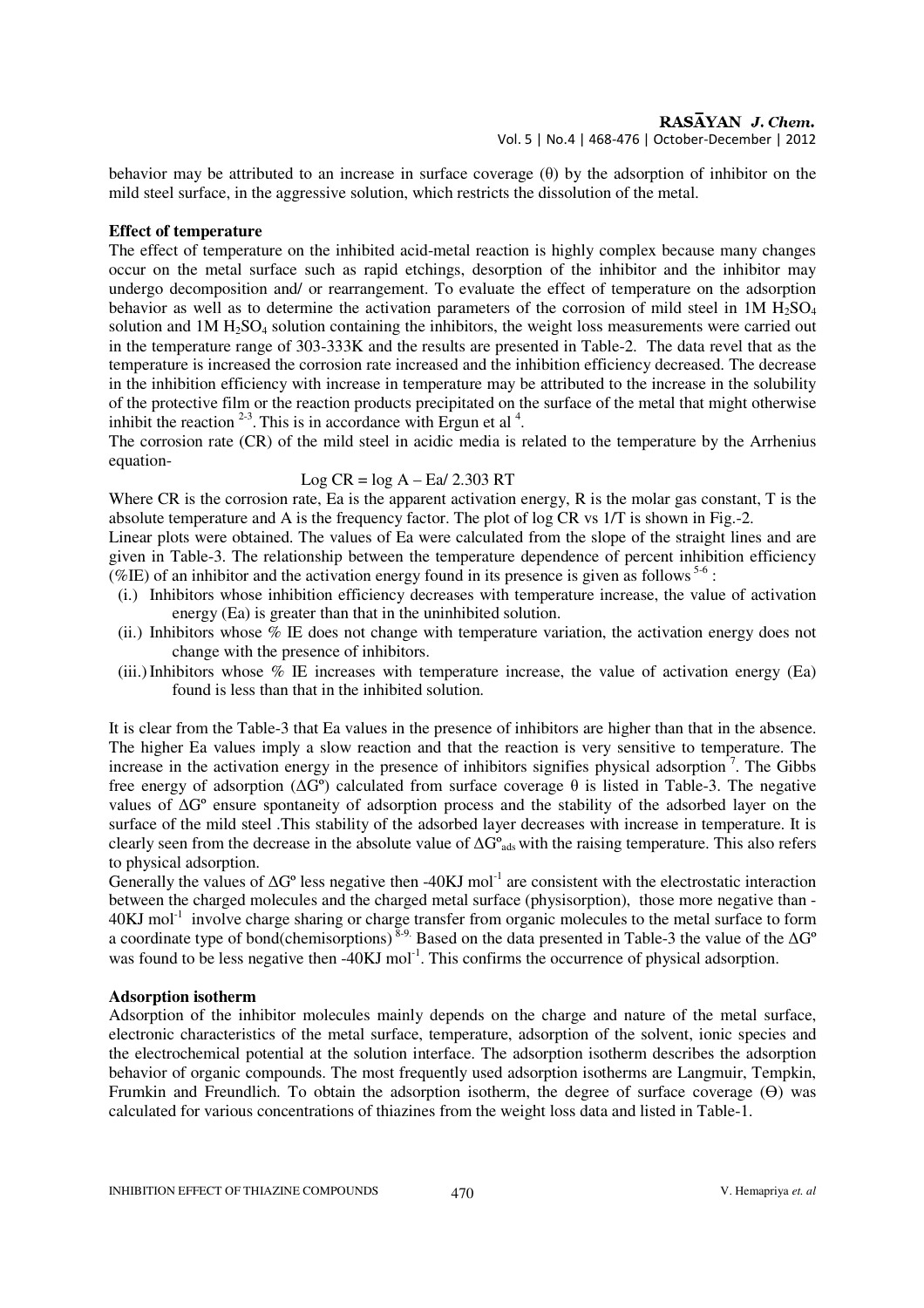behavior may be attributed to an increase in surface coverage (θ) by the adsorption of inhibitor on the mild steel surface, in the aggressive solution, which restricts the dissolution of the metal.

**Effect of temperature**

The effect of temperature on the inhibited acid-metal reaction is highly complex because many changes occur on the metal surface such as rapid etchings, desorption of the inhibitor and the inhibitor may undergo decomposition and/ or rearrangement. To evaluate the effect of temperature on the adsorption behavior as well as to determine the activation parameters of the corrosion of mild steel in 1M $H_2SO_4$ solution and 1M $H_2SO_4$ solution containing the inhibitors, the weight loss measurements were carried out in the temperature range of 303-333K and the results are presented in Table-2. The data revel that as the temperature is increased the corrosion rate increased and the inhibition efficiency decreased. The decrease in the inhibition efficiency with increase in temperature may be attributed to the increase in the solubility of the protective film or the reaction products precipitated on the surface of the metal that might otherwise inhibit the reaction [2-3]. This is in accordance with Ergun et al [4].

The corrosion rate (CR) of the mild steel in acidic media is related to the temperature by the Arrhenius equation-

$$\text{Log CR} = \log A - Ea/\ 2.303\ RT$$

Where CR is the corrosion rate, Ea is the apparent activation energy, R is the molar gas constant, T is the absolute temperature and A is the frequency factor. The plot of log CR vs 1/T is shown in Fig.-2.

Linear plots were obtained. The values of Ea were calculated from the slope of the straight lines and are given in Table-3. The relationship between the temperature dependence of percent inhibition efficiency (%IE) of an inhibitor and the activation energy found in its presence is given as follows [5-6] :

(i.) Inhibitors whose inhibition efficiency decreases with temperature increase, the value of activation energy (Ea) is greater than that in the uninhibited solution.

(ii.) Inhibitors whose % IE does not change with temperature variation, the activation energy does not change with the presence of inhibitors.

(iii.) Inhibitors whose % IE increases with temperature increase, the value of activation energy (Ea) found is less than that in the inhibited solution.

It is clear from the Table-3 that Ea values in the presence of inhibitors are higher than that in the absence. The higher Ea values imply a slow reaction and that the reaction is very sensitive to temperature. The increase in the activation energy in the presence of inhibitors signifies physical adsorption [7]. The Gibbs free energy of adsorption ($\Delta G^o$) calculated from surface coverage θ is listed in Table-3. The negative values of $\Delta G^o$ ensure spontaneity of adsorption process and the stability of the adsorbed layer on the surface of the mild steel .This stability of the adsorbed layer decreases with increase in temperature. It is clearly seen from the decrease in the absolute value of $\Delta G^o_{ads}$ with the raising temperature. This also refers to physical adsorption.

Generally the values of $\Delta G^o$ less negative then -40KJ $mol^{-1}$ are consistent with the electrostatic interaction between the charged molecules and the charged metal surface (physisorption), those more negative than -40KJ $mol^{-1}$ involve charge sharing or charge transfer from organic molecules to the metal surface to form a coordinate type of bond(chemisorptions) [8-9]. Based on the data presented in Table-3 the value of the $\Delta G^o$ was found to be less negative then -40KJ $mol^{-1}$. This confirms the occurrence of physical adsorption.

**Adsorption isotherm**

Adsorption of the inhibitor molecules mainly depends on the charge and nature of the metal surface, electronic characteristics of the metal surface, temperature, adsorption of the solvent, ionic species and the electrochemical potential at the solution interface. The adsorption isotherm describes the adsorption behavior of organic compounds. The most frequently used adsorption isotherms are Langmuir, Tempkin, Frumkin and Freundlich. To obtain the adsorption isotherm, the degree of surface coverage (Θ) was calculated for various concentrations of thiazines from the weight loss data and listed in Table-1.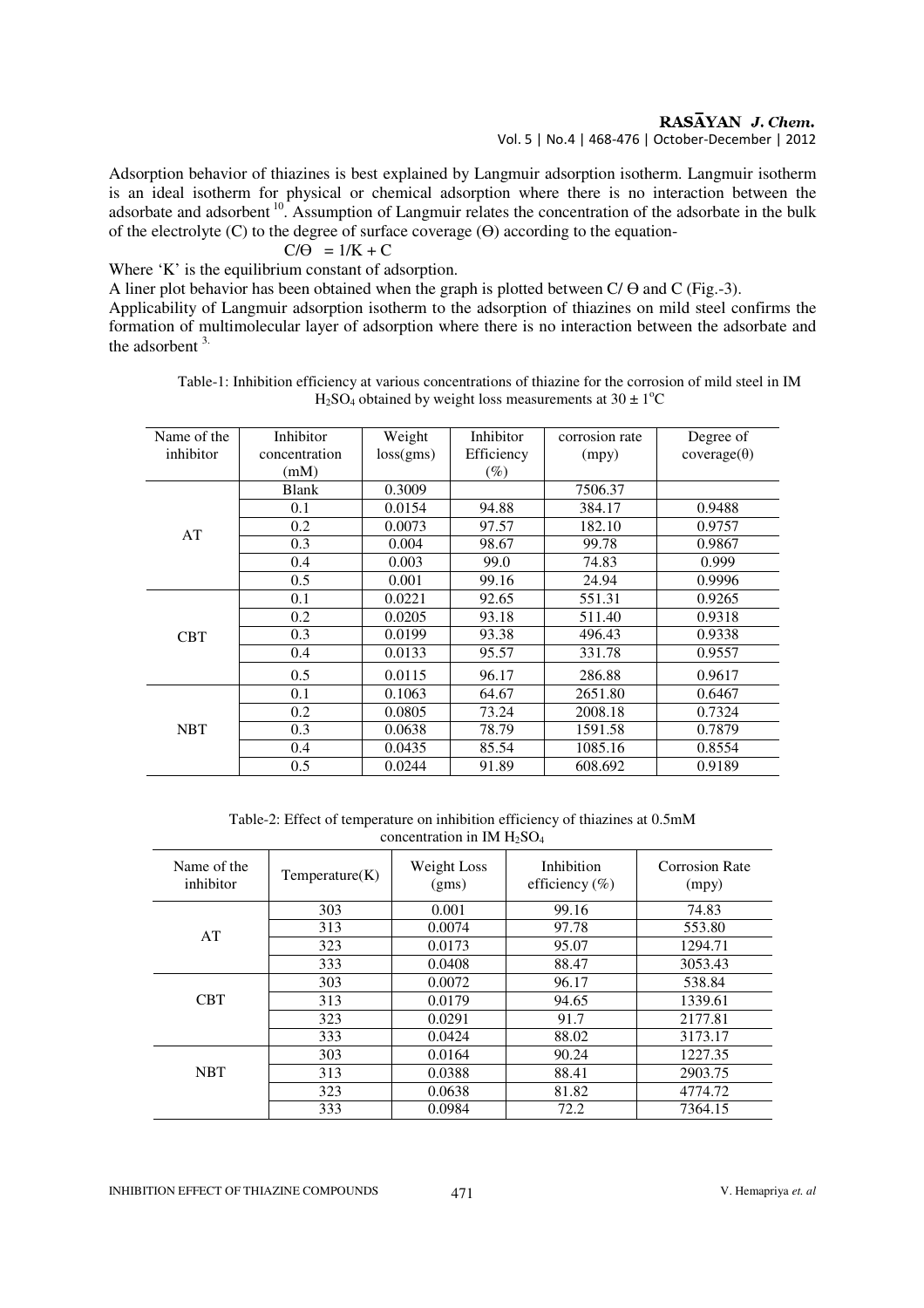Adsorption behavior of thiazines is best explained by Langmuir adsorption isotherm. Langmuir isotherm is an ideal isotherm for physical or chemical adsorption where there is no interaction between the adsorbate and adsorbent [10]. Assumption of Langmuir relates the concentration of the adsorbate in the bulk of the electrolyte (C) to the degree of surface coverage (Θ) according to the equation-

$$C/\Theta = 1/K + C$$

Where 'K' is the equilibrium constant of adsorption.

A liner plot behavior has been obtained when the graph is plotted between C/ Θ and C (Fig.-3).

Applicability of Langmuir adsorption isotherm to the adsorption of thiazines on mild steel confirms the formation of multimolecular layer of adsorption where there is no interaction between the adsorbate and the adsorbent [3].

Table-1: Inhibition efficiency at various concentrations of thiazine for the corrosion of mild steel in IM $H_2SO_4$ obtained by weight loss measurements at $30 \pm 1^oC$

| Name of the inhibitor | Inhibitor concentration (mM) | Weight loss(gms) | Inhibitor Efficiency (%) | corrosion rate (mpy) | Degree of coverage(θ) |
|---|---|---|---|---|---|
| | Blank | 0.3009 | | 7506.37 | |
| AT | 0.1 | 0.0154 | 94.88 | 384.17 | 0.9488 |
| | 0.2 | 0.0073 | 97.57 | 182.10 | 0.9757 |
| | 0.3 | 0.004 | 98.67 | 99.78 | 0.9867 |
| | 0.4 | 0.003 | 99.0 | 74.83 | 0.999 |
| | 0.5 | 0.001 | 99.16 | 24.94 | 0.9996 |
| CBT | 0.1 | 0.0221 | 92.65 | 551.31 | 0.9265 |
| | 0.2 | 0.0205 | 93.18 | 511.40 | 0.9318 |
| | 0.3 | 0.0199 | 93.38 | 496.43 | 0.9338 |
| | 0.4 | 0.0133 | 95.57 | 331.78 | 0.9557 |
| | 0.5 | 0.0115 | 96.17 | 286.88 | 0.9617 |
| NBT | 0.1 | 0.1063 | 64.67 | 2651.80 | 0.6467 |
| | 0.2 | 0.0805 | 73.24 | 2008.18 | 0.7324 |
| | 0.3 | 0.0638 | 78.79 | 1591.58 | 0.7879 |
| | 0.4 | 0.0435 | 85.54 | 1085.16 | 0.8554 |
| | 0.5 | 0.0244 | 91.89 | 608.692 | 0.9189 |

Table-2: Effect of temperature on inhibition efficiency of thiazines at 0.5mM concentration in IM $H_2SO_4$

| Name of the inhibitor | Temperature(K) | Weight Loss (gms) | Inhibition efficiency (%) | Corrosion Rate (mpy) |
|---|---|---|---|---|
| AT | 303 | 0.001 | 99.16 | 74.83 |
| | 313 | 0.0074 | 97.78 | 553.80 |
| | 323 | 0.0173 | 95.07 | 1294.71 |
| | 333 | 0.0408 | 88.47 | 3053.43 |
| CBT | 303 | 0.0072 | 96.17 | 538.84 |
| | 313 | 0.0179 | 94.65 | 1339.61 |
| | 323 | 0.0291 | 91.7 | 2177.81 |
| | 333 | 0.0424 | 88.02 | 3173.17 |
| NBT | 303 | 0.0164 | 90.24 | 1227.35 |
| | 313 | 0.0388 | 88.41 | 2903.75 |
| | 323 | 0.0638 | 81.82 | 4774.72 |
| | 333 | 0.0984 | 72.2 | 7364.15 |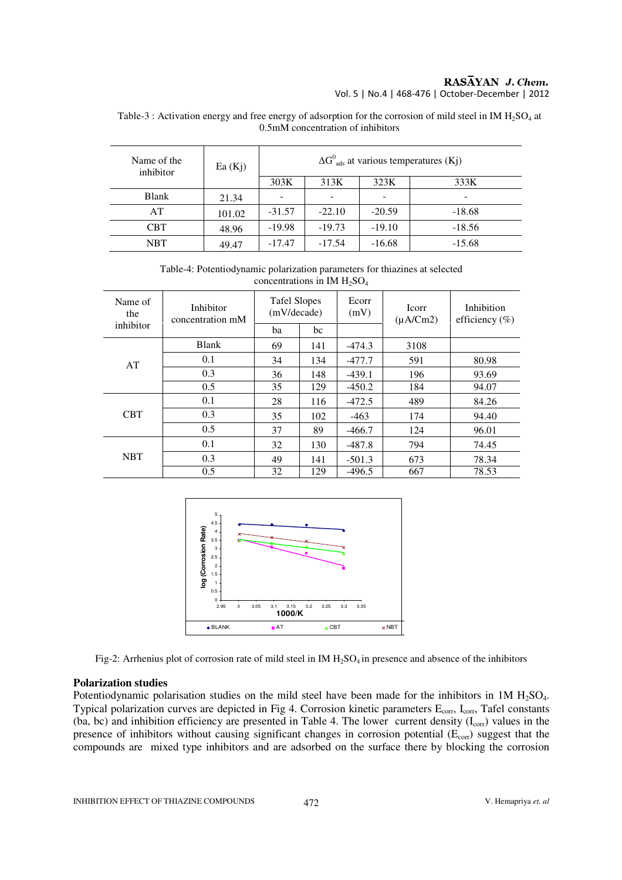Table-3 : Activation energy and free energy of adsorption for the corrosion of mild steel in IM $H_2SO_4$ at 0.5mM concentration of inhibitors

| Name of the inhibitor | Ea (Kj) | $\Delta G^0_{ads}$ at various temperatures (Kj) | | | |
|---|---|---|---|---|---|
| | | 303K | 313K | 323K | 333K |
| Blank | 21.34 | - | - | - | - |
| AT | 101.02 | -31.57 | -22.10 | -20.59 | -18.68 |
| CBT | 48.96 | -19.98 | -19.73 | -19.10 | -18.56 |
| NBT | 49.47 | -17.47 | -17.54 | -16.68 | -15.68 |

Table-4: Potentiodynamic polarization parameters for thiazines at selected concentrations in IM $H_2SO_4$

| Name of the inhibitor | Inhibitor concentration mM | Tafel Slopes (mV/decade) | | Ecorr (mV) | Icorr (μA/Cm2) | Inhibition efficiency (%) |
|---|---|---|---|---|---|---|
| | | ba | bc | | | |
| | Blank | 69 | 141 | -474.3 | 3108 | |
| AT | 0.1 | 34 | 134 | -477.7 | 591 | 80.98 |
| | 0.3 | 36 | 148 | -439.1 | 196 | 93.69 |
| | 0.5 | 35 | 129 | -450.2 | 184 | 94.07 |
| CBT | 0.1 | 28 | 116 | -472.5 | 489 | 84.26 |
| | 0.3 | 35 | 102 | -463 | 174 | 94.40 |
| | 0.5 | 37 | 89 | -466.7 | 124 | 96.01 |
| NBT | 0.1 | 32 | 130 | -487.8 | 794 | 74.45 |
| | 0.3 | 49 | 141 | -501.3 | 673 | 78.34 |
| | 0.5 | 32 | 129 | -496.5 | 667 | 78.53 |

Fig-2: Arrhenius plot of corrosion rate of mild steel in IM $H_2SO_4$ in presence and absence of the inhibitors

**Polarization studies**

Potentiodynamic polarisation studies on the mild steel have been made for the inhibitors in 1M $H_2SO_4$. Typical polarization curves are depicted in Fig 4. Corrosion kinetic parameters $E_{corr}$, $I_{corr}$, Tafel constants (ba, bc) and inhibition efficiency are presented in Table 4. The lower current density ($I_{corr}$) values in the presence of inhibitors without causing significant changes in corrosion potential ($E_{corr}$) suggest that the compounds are mixed type inhibitors and are adsorbed on the surface there by blocking the corrosion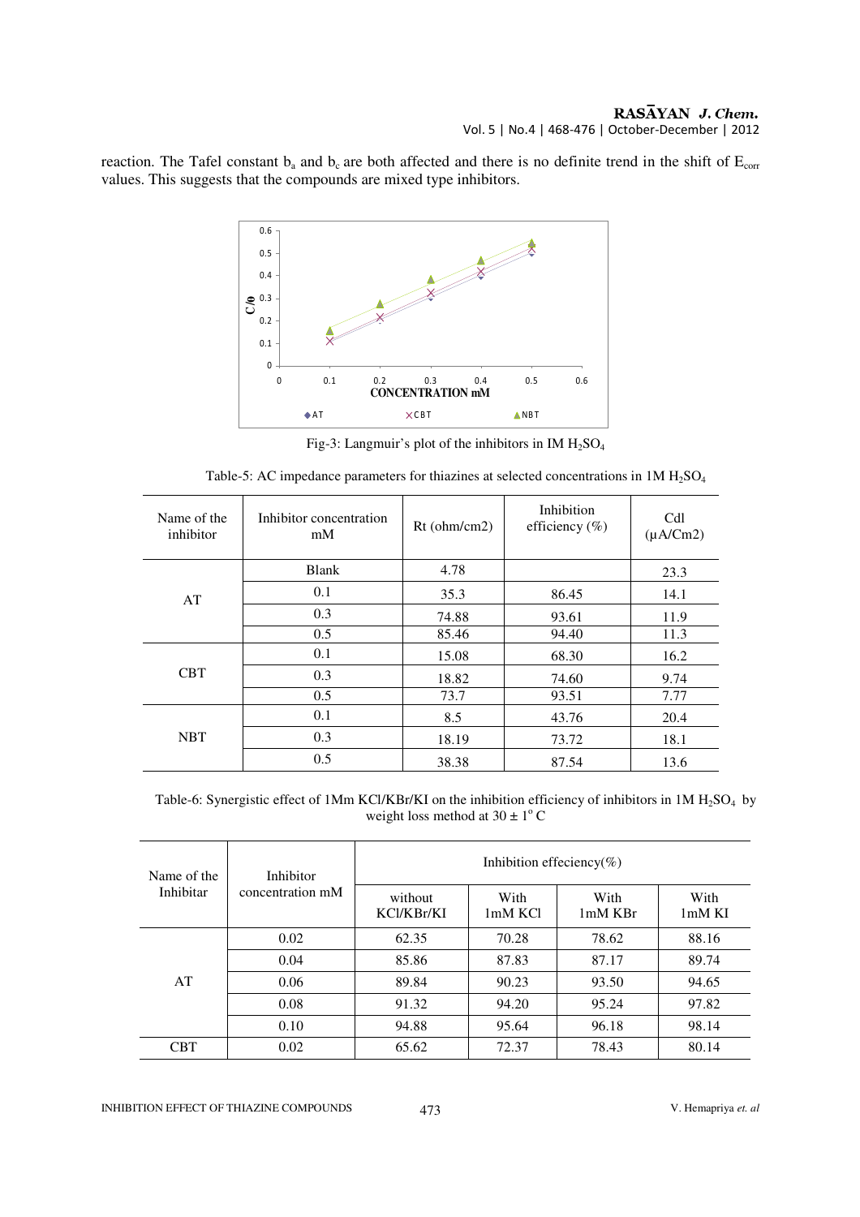reaction. The Tafel constant $b_a$ and $b_c$ are both affected and there is no definite trend in the shift of $E_{corr}$ values. This suggests that the compounds are mixed type inhibitors.

Fig-3: Langmuir's plot of the inhibitors in IM $H_2SO_4$

Table-5: AC impedance parameters for thiazines at selected concentrations in 1M $H_2SO_4$

| Name of the inhibitor | Inhibitor concentration mM | Rt (ohm/cm2) | Inhibition efficiency (%) | Cdl (μA/Cm2) |
|---|---|---|---|---|
| | Blank | 4.78 | | 23.3 |
| AT | 0.1 | 35.3 | 86.45 | 14.1 |
| | 0.3 | 74.88 | 93.61 | 11.9 |
| | 0.5 | 85.46 | 94.40 | 11.3 |
| CBT | 0.1 | 15.08 | 68.30 | 16.2 |
| | 0.3 | 18.82 | 74.60 | 9.74 |
| | 0.5 | 73.7 | 93.51 | 7.77 |
| NBT | 0.1 | 8.5 | 43.76 | 20.4 |
| | 0.3 | 18.19 | 73.72 | 18.1 |
| | 0.5 | 38.38 | 87.54 | 13.6 |

Table-6: Synergistic effect of 1Mm KCl/KBr/KI on the inhibition efficiency of inhibitors in 1M $H_2SO_4$ by weight loss method at $30 \pm 1^{o}$ C

| Name of the Inhibitar | Inhibitor concentration mM | Inhibition effeciency(%) | | | |
|---|---|---|---|---|---|
| | | without KCl/KBr/KI | With 1mM KCl | With 1mM KBr | With 1mM KI |
| AT | 0.02 | 62.35 | 70.28 | 78.62 | 88.16 |
| | 0.04 | 85.86 | 87.83 | 87.17 | 89.74 |
| | 0.06 | 89.84 | 90.23 | 93.50 | 94.65 |
| | 0.08 | 91.32 | 94.20 | 95.24 | 97.82 |
| | 0.10 | 94.88 | 95.64 | 96.18 | 98.14 |
| CBT | 0.02 | 65.62 | 72.37 | 78.43 | 80.14 |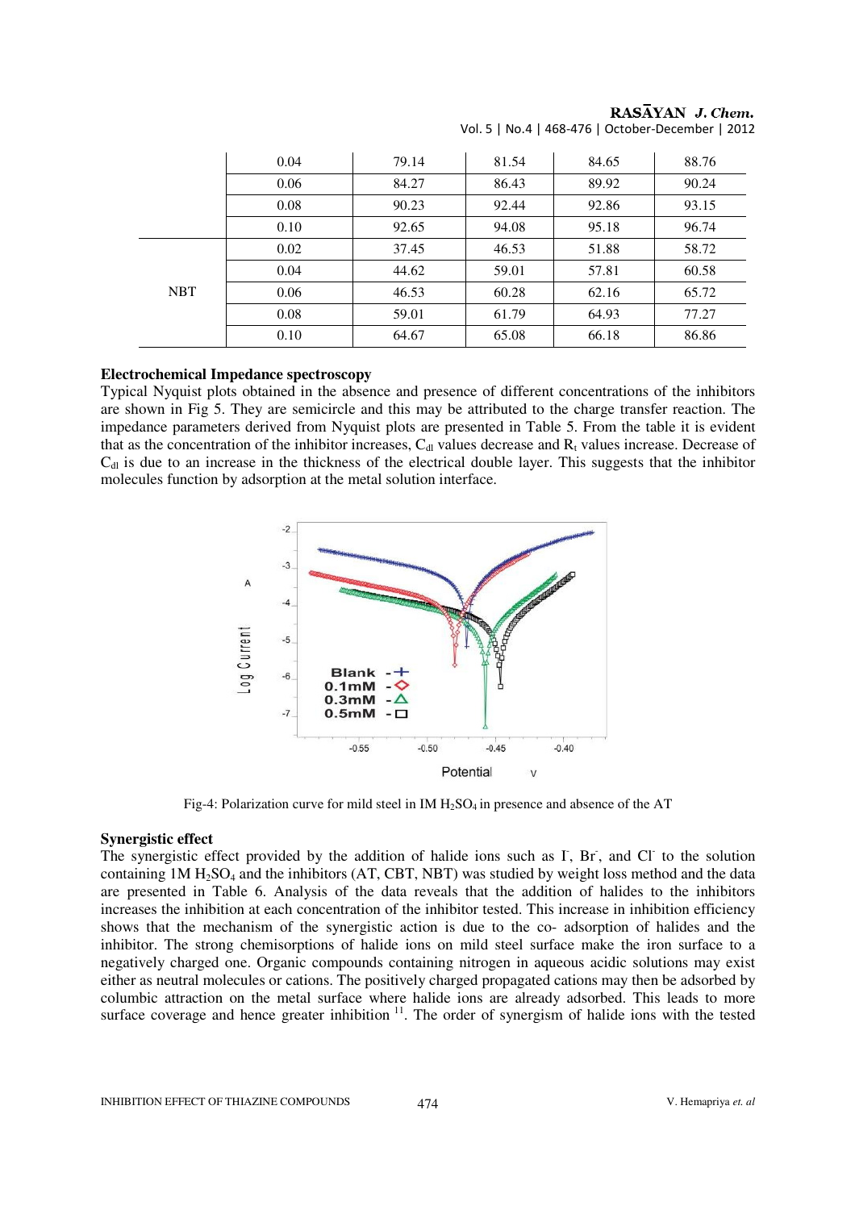|  | 0.04 | 79.14 | 81.54 | 84.65 | 88.76 |
|---|---|---|---|---|---|
|  | 0.06 | 84.27 | 86.43 | 89.92 | 90.24 |
|  | 0.08 | 90.23 | 92.44 | 92.86 | 93.15 |
|  | 0.10 | 92.65 | 94.08 | 95.18 | 96.74 |
| NBT | 0.02 | 37.45 | 46.53 | 51.88 | 58.72 |
|  | 0.04 | 44.62 | 59.01 | 57.81 | 60.58 |
|  | 0.06 | 46.53 | 60.28 | 62.16 | 65.72 |
|  | 0.08 | 59.01 | 61.79 | 64.93 | 77.27 |
|  | 0.10 | 64.67 | 65.08 | 66.18 | 86.86 |

**Electrochemical Impedance spectroscopy**

Typical Nyquist plots obtained in the absence and presence of different concentrations of the inhibitors are shown in Fig 5. They are semicircle and this may be attributed to the charge transfer reaction. The impedance parameters derived from Nyquist plots are presented in Table 5. From the table it is evident that as the concentration of the inhibitor increases, $C_{dl}$ values decrease and $R_t$ values increase. Decrease of $C_{dl}$ is due to an increase in the thickness of the electrical double layer. This suggests that the inhibitor molecules function by adsorption at the metal solution interface.

Fig-4: Polarization curve for mild steel in IM $H_2SO_4$ in presence and absence of the AT

**Synergistic effect**

The synergistic effect provided by the addition of halide ions such as $I^-$, $Br^-$, and $Cl^-$ to the solution containing 1M $H_2SO_4$ and the inhibitors (AT, CBT, NBT) was studied by weight loss method and the data are presented in Table 6. Analysis of the data reveals that the addition of halides to the inhibitors increases the inhibition at each concentration of the inhibitor tested. This increase in inhibition efficiency shows that the mechanism of the synergistic action is due to the co- adsorption of halides and the inhibitor. The strong chemisorptions of halide ions on mild steel surface make the iron surface to a negatively charged one. Organic compounds containing nitrogen in aqueous acidic solutions may exist either as neutral molecules or cations. The positively charged propagated cations may then be adsorbed by columbic attraction on the metal surface where halide ions are already adsorbed. This leads to more surface coverage and hence greater inhibition [11]. The order of synergism of halide ions with the tested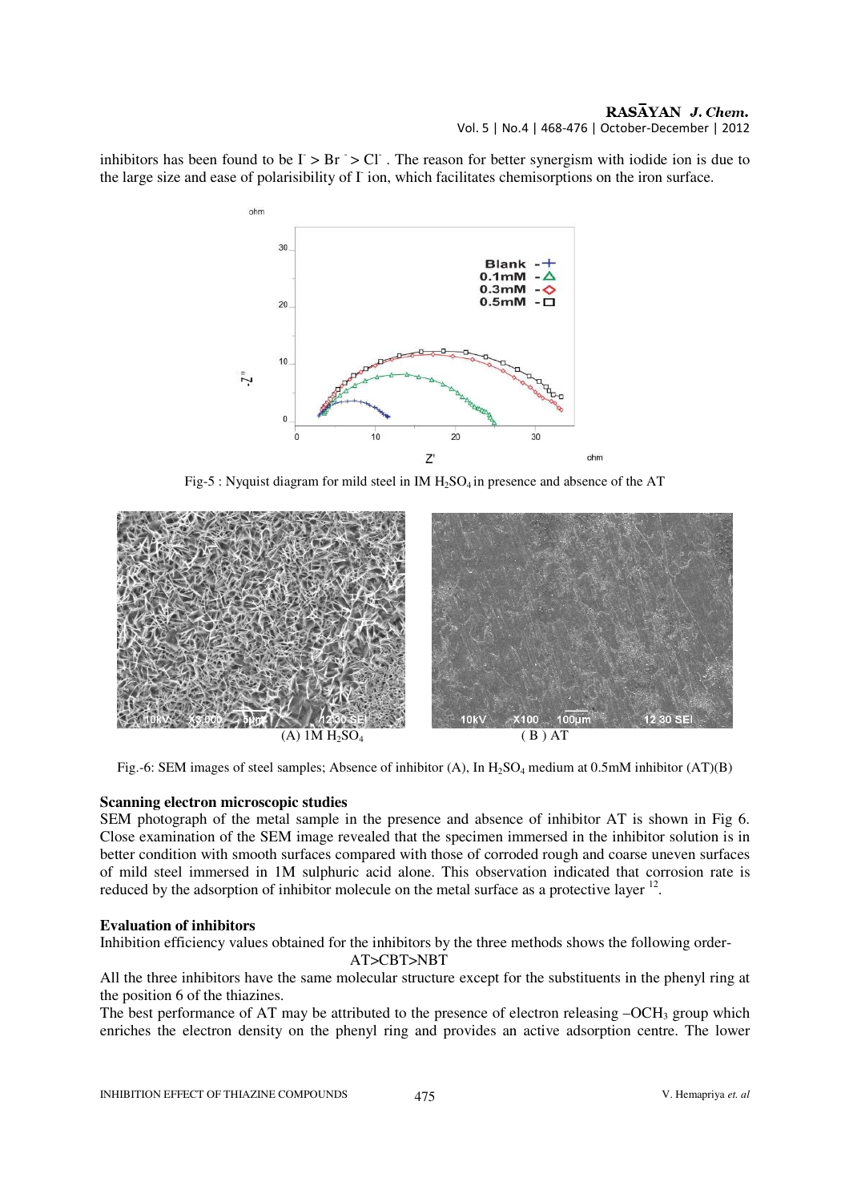inhibitors has been found to be $I^- > Br^- > Cl^-$. The reason for better synergism with iodide ion is due to the large size and ease of polarisibility of $I^-$ ion, which facilitates chemisorptions on the iron surface.

Fig-5 : Nyquist diagram for mild steel in IM $H_2SO_4$ in presence and absence of the AT

(A) 1M $H_2SO_4$ (B) AT

Fig.-6: SEM images of steel samples; Absence of inhibitor (A), In $H_2SO_4$ medium at 0.5mM inhibitor (AT)(B)

**Scanning electron microscopic studies**

SEM photograph of the metal sample in the presence and absence of inhibitor AT is shown in Fig 6. Close examination of the SEM image revealed that the specimen immersed in the inhibitor solution is in better condition with smooth surfaces compared with those of corroded rough and coarse uneven surfaces of mild steel immersed in 1M sulphuric acid alone. This observation indicated that corrosion rate is reduced by the adsorption of inhibitor molecule on the metal surface as a protective layer [12].

**Evaluation of inhibitors**

Inhibition efficiency values obtained for the inhibitors by the three methods shows the following order-

AT>CBT>NBT

All the three inhibitors have the same molecular structure except for the substituents in the phenyl ring at the position 6 of the thiazines.

The best performance of AT may be attributed to the presence of electron releasing $-OCH_3$ group which enriches the electron density on the phenyl ring and provides an active adsorption centre. The lower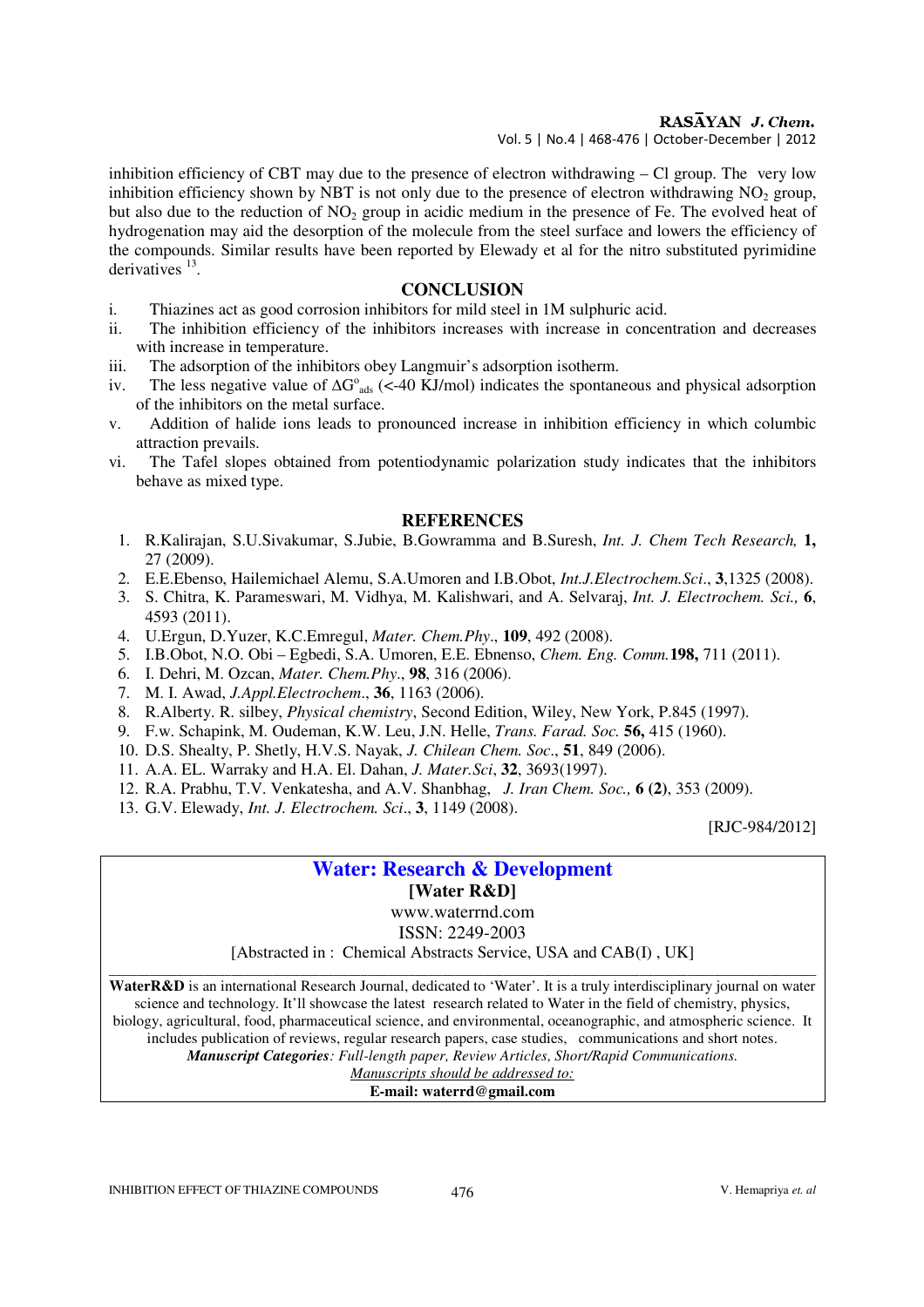inhibition efficiency of CBT may due to the presence of electron withdrawing – Cl group. The very low inhibition efficiency shown by NBT is not only due to the presence of electron withdrawing $NO_2$ group, but also due to the reduction of $NO_2$ group in acidic medium in the presence of Fe. The evolved heat of hydrogenation may aid the desorption of the molecule from the steel surface and lowers the efficiency of the compounds. Similar results have been reported by Elewady et al for the nitro substituted pyrimidine derivatives [13].

## CONCLUSION

i. Thiazines act as good corrosion inhibitors for mild steel in 1M sulphuric acid.

ii. The inhibition efficiency of the inhibitors increases with increase in concentration and decreases with increase in temperature.

iii. The adsorption of the inhibitors obey Langmuir's adsorption isotherm.

iv. The less negative value of $\Delta G^{o}_{ads}$ (<-40 KJ/mol) indicates the spontaneous and physical adsorption of the inhibitors on the metal surface.

v. Addition of halide ions leads to pronounced increase in inhibition efficiency in which columbic attraction prevails.

vi. The Tafel slopes obtained from potentiodynamic polarization study indicates that the inhibitors behave as mixed type.

## REFERENCES

1. R.Kalirajan, S.U.Sivakumar, S.Jubie, B.Gowramma and B.Suresh, *Int. J. Chem Tech Research,* **1,** 27 (2009).
2. E.E.Ebenso, Hailemichael Alemu, S.A.Umoren and I.B.Obot, *Int.J.Electrochem.Sci*., **3**,1325 (2008).
3. S. Chitra, K. Parameswari, M. Vidhya, M. Kalishwari, and A. Selvaraj, *Int. J. Electrochem. Sci.,* **6**, 4593 (2011).
4. U.Ergun, D.Yuzer, K.C.Emregul, *Mater. Chem.Phy*., **109**, 492 (2008).
5. I.B.Obot, N.O. Obi – Egbedi, S.A. Umoren, E.E. Ebnenso, *Chem. Eng. Comm.***198,** 711 (2011).
6. I. Dehri, M. Ozcan, *Mater. Chem.Phy*., **98**, 316 (2006).
7. M. I. Awad, *J.Appl.Electrochem*., **36**, 1163 (2006).
8. R.Alberty. R. silbey, *Physical chemistry*, Second Edition, Wiley, New York, P.845 (1997).
9. F.w. Schapink, M. Oudeman, K.W. Leu, J.N. Helle, *Trans. Farad. Soc.* **56,** 415 (1960).
10. D.S. Shealty, P. Shetly, H.V.S. Nayak, *J. Chilean Chem. Soc*., **51**, 849 (2006).
11. A.A. EL. Warraky and H.A. El. Dahan, *J. Mater.Sci*, **32**, 3693(1997).
12. R.A. Prabhu, T.V. Venkatesha, and A.V. Shanbhag, *J. Iran Chem. Soc.,* **6 (2)**, 353 (2009).
13. G.V. Elewady, *Int. J. Electrochem. Sci*., **3**, 1149 (2008).

[RJC-984/2012]

## Water: Research & Development

**[Water R&D]**

www.waterrnd.com

ISSN: 2249-2003

[Abstracted in : Chemical Abstracts Service, USA and CAB(I) , UK]

**WaterR&D** is an international Research Journal, dedicated to 'Water'. It is a truly interdisciplinary journal on water science and technology. It'll showcase the latest research related to Water in the field of chemistry, physics, biology, agricultural, food, pharmaceutical science, and environmental, oceanographic, and atmospheric science. It includes publication of reviews, regular research papers, case studies, communications and short notes.

***Manuscript Categories**: Full-length paper, Review Articles, Short/Rapid Communications.*

*Manuscripts should be addressed to:*

**E-mail: waterrd@gmail.com**